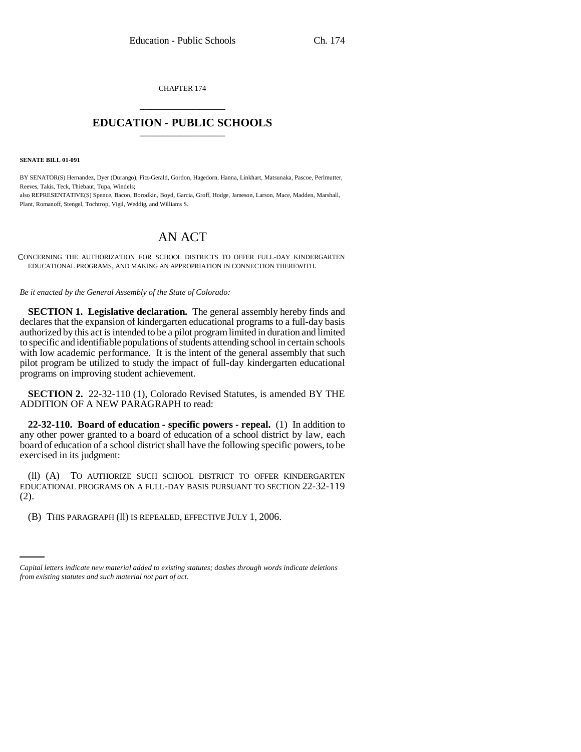CHAPTER 174

# EDUCATION - PUBLIC SCHOOLS

**SENATE BILL 01-091**

BY SENATOR(S) Hernandez, Dyer (Durango), Fitz-Gerald, Gordon, Hagedorn, Hanna, Linkhart, Matsunaka, Pascoe, Perlmutter, Reeves, Takis, Teck, Thiebaut, Tupa, Windels;
also REPRESENTATIVE(S) Spence, Bacon, Borodkin, Boyd, Garcia, Groff, Hodge, Jameson, Larson, Mace, Madden, Marshall, Plant, Romanoff, Stengel, Tochtrop, Vigil, Weddig, and Williams S.

## AN ACT

CONCERNING THE AUTHORIZATION FOR SCHOOL DISTRICTS TO OFFER FULL-DAY KINDERGARTEN EDUCATIONAL PROGRAMS, AND MAKING AN APPROPRIATION IN CONNECTION THEREWITH.

*Be it enacted by the General Assembly of the State of Colorado:*

**SECTION 1. Legislative declaration.** The general assembly hereby finds and declares that the expansion of kindergarten educational programs to a full-day basis authorized by this act is intended to be a pilot program limited in duration and limited to specific and identifiable populations of students attending school in certain schools with low academic performance. It is the intent of the general assembly that such pilot program be utilized to study the impact of full-day kindergarten educational programs on improving student achievement.

**SECTION 2.** 22-32-110 (1), Colorado Revised Statutes, is amended BY THE ADDITION OF A NEW PARAGRAPH to read:

**22-32-110. Board of education - specific powers - repeal.** (1) In addition to any other power granted to a board of education of a school district by law, each board of education of a school district shall have the following specific powers, to be exercised in its judgment:

(ll) (A) TO AUTHORIZE SUCH SCHOOL DISTRICT TO OFFER KINDERGARTEN EDUCATIONAL PROGRAMS ON A FULL-DAY BASIS PURSUANT TO SECTION 22-32-119 (2).

(B) THIS PARAGRAPH (ll) IS REPEALED, EFFECTIVE JULY 1, 2006.

*Capital letters indicate new material added to existing statutes; dashes through words indicate deletions from existing statutes and such material not part of act.*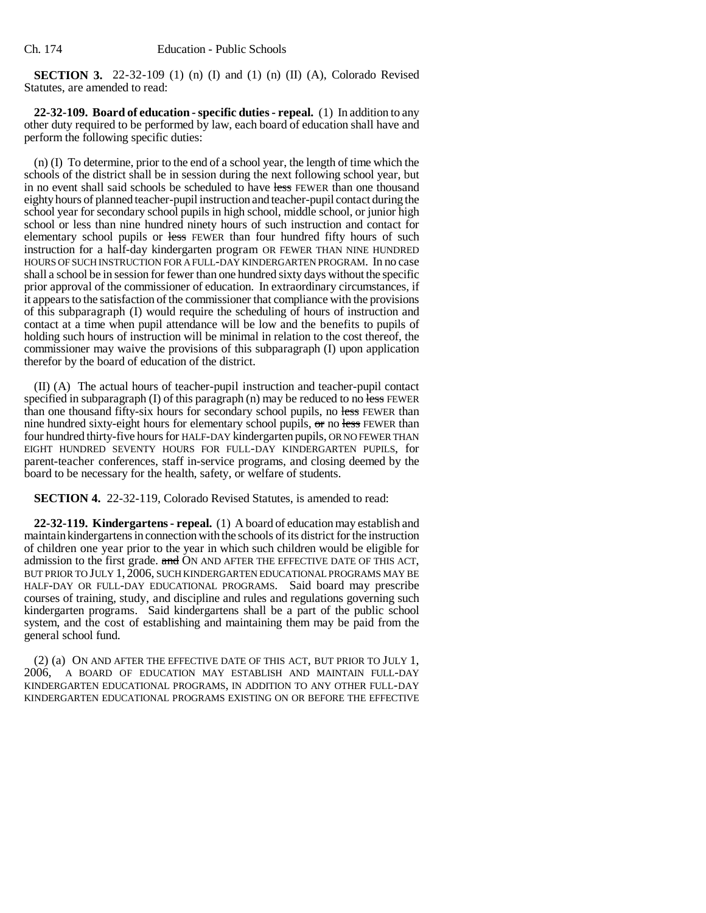**SECTION 3.** 22-32-109 (1) (n) (I) and (1) (n) (II) (A), Colorado Revised Statutes, are amended to read:

**22-32-109. Board of education - specific duties - repeal.** (1) In addition to any other duty required to be performed by law, each board of education shall have and perform the following specific duties:

(n) (I) To determine, prior to the end of a school year, the length of time which the schools of the district shall be in session during the next following school year, but in no event shall said schools be scheduled to have ~~less~~ FEWER than one thousand eighty hours of planned teacher-pupil instruction and teacher-pupil contact during the school year for secondary school pupils in high school, middle school, or junior high school or less than nine hundred ninety hours of such instruction and contact for elementary school pupils or ~~less~~ FEWER than four hundred fifty hours of such instruction for a half-day kindergarten program OR FEWER THAN NINE HUNDRED HOURS OF SUCH INSTRUCTION FOR A FULL-DAY KINDERGARTEN PROGRAM. In no case shall a school be in session for fewer than one hundred sixty days without the specific prior approval of the commissioner of education. In extraordinary circumstances, if it appears to the satisfaction of the commissioner that compliance with the provisions of this subparagraph (I) would require the scheduling of hours of instruction and contact at a time when pupil attendance will be low and the benefits to pupils of holding such hours of instruction will be minimal in relation to the cost thereof, the commissioner may waive the provisions of this subparagraph (I) upon application therefor by the board of education of the district.

(II) (A) The actual hours of teacher-pupil instruction and teacher-pupil contact specified in subparagraph (I) of this paragraph (n) may be reduced to no ~~less~~ FEWER than one thousand fifty-six hours for secondary school pupils, no ~~less~~ FEWER than nine hundred sixty-eight hours for elementary school pupils, ~~or~~ no ~~less~~ FEWER than four hundred thirty-five hours for HALF-DAY kindergarten pupils, OR NO FEWER THAN EIGHT HUNDRED SEVENTY HOURS FOR FULL-DAY KINDERGARTEN PUPILS, for parent-teacher conferences, staff in-service programs, and closing deemed by the board to be necessary for the health, safety, or welfare of students.

**SECTION 4.** 22-32-119, Colorado Revised Statutes, is amended to read:

**22-32-119. Kindergartens - repeal.** (1) A board of education may establish and maintain kindergartens in connection with the schools of its district for the instruction of children one year prior to the year in which such children would be eligible for admission to the first grade. ~~and~~ ON AND AFTER THE EFFECTIVE DATE OF THIS ACT, BUT PRIOR TO JULY 1, 2006, SUCH KINDERGARTEN EDUCATIONAL PROGRAMS MAY BE HALF-DAY OR FULL-DAY EDUCATIONAL PROGRAMS. Said board may prescribe courses of training, study, and discipline and rules and regulations governing such kindergarten programs. Said kindergartens shall be a part of the public school system, and the cost of establishing and maintaining them may be paid from the general school fund.

(2) (a) ON AND AFTER THE EFFECTIVE DATE OF THIS ACT, BUT PRIOR TO JULY 1, 2006, A BOARD OF EDUCATION MAY ESTABLISH AND MAINTAIN FULL-DAY KINDERGARTEN EDUCATIONAL PROGRAMS, IN ADDITION TO ANY OTHER FULL-DAY KINDERGARTEN EDUCATIONAL PROGRAMS EXISTING ON OR BEFORE THE EFFECTIVE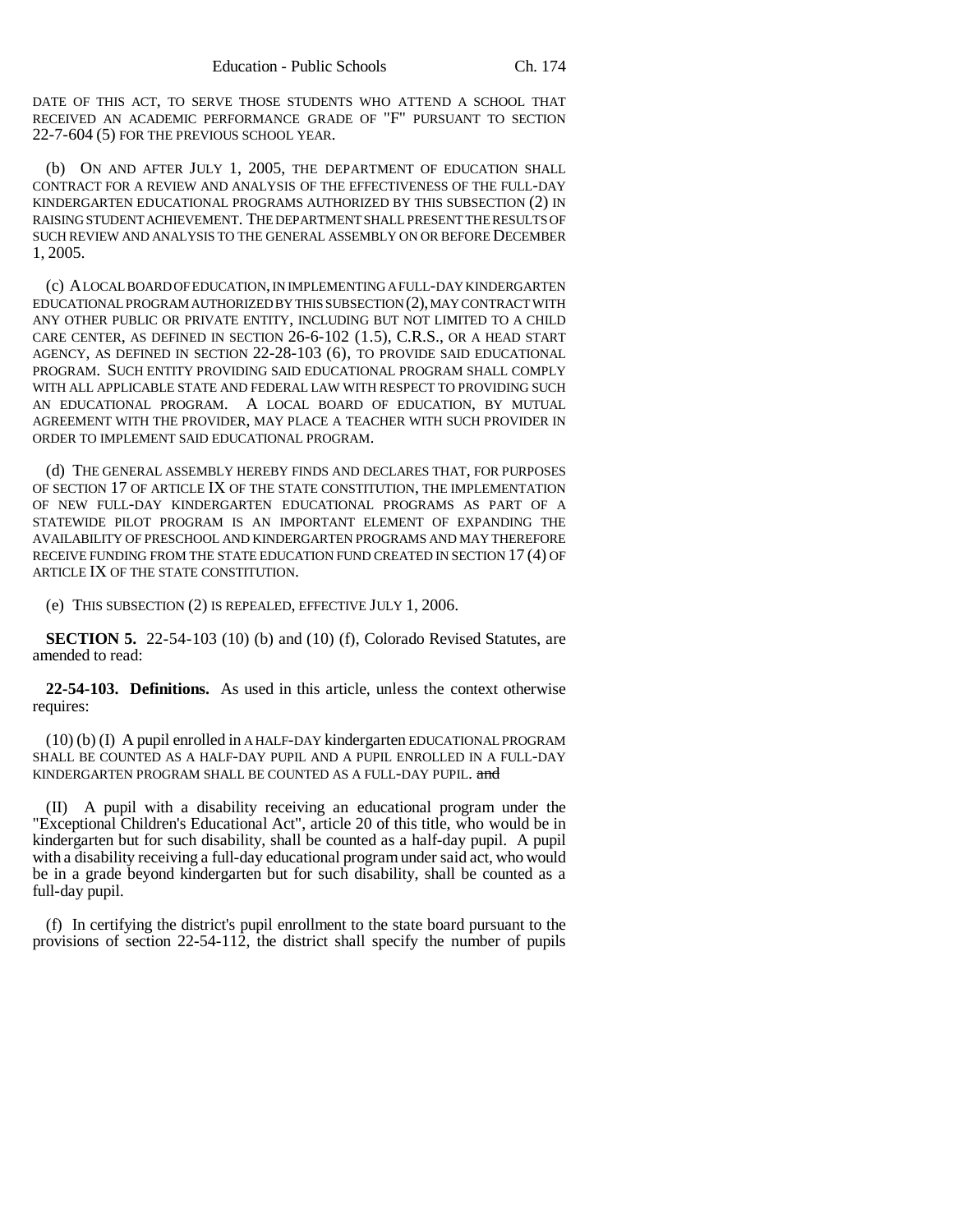DATE OF THIS ACT, TO SERVE THOSE STUDENTS WHO ATTEND A SCHOOL THAT RECEIVED AN ACADEMIC PERFORMANCE GRADE OF "F" PURSUANT TO SECTION 22-7-604 (5) FOR THE PREVIOUS SCHOOL YEAR.

(b) ON AND AFTER JULY 1, 2005, THE DEPARTMENT OF EDUCATION SHALL CONTRACT FOR A REVIEW AND ANALYSIS OF THE EFFECTIVENESS OF THE FULL-DAY KINDERGARTEN EDUCATIONAL PROGRAMS AUTHORIZED BY THIS SUBSECTION (2) IN RAISING STUDENT ACHIEVEMENT. THE DEPARTMENT SHALL PRESENT THE RESULTS OF SUCH REVIEW AND ANALYSIS TO THE GENERAL ASSEMBLY ON OR BEFORE DECEMBER 1, 2005.

(c) A LOCAL BOARD OF EDUCATION, IN IMPLEMENTING A FULL-DAY KINDERGARTEN EDUCATIONAL PROGRAM AUTHORIZED BY THIS SUBSECTION (2), MAY CONTRACT WITH ANY OTHER PUBLIC OR PRIVATE ENTITY, INCLUDING BUT NOT LIMITED TO A CHILD CARE CENTER, AS DEFINED IN SECTION 26-6-102 (1.5), C.R.S., OR A HEAD START AGENCY, AS DEFINED IN SECTION 22-28-103 (6), TO PROVIDE SAID EDUCATIONAL PROGRAM. SUCH ENTITY PROVIDING SAID EDUCATIONAL PROGRAM SHALL COMPLY WITH ALL APPLICABLE STATE AND FEDERAL LAW WITH RESPECT TO PROVIDING SUCH AN EDUCATIONAL PROGRAM. A LOCAL BOARD OF EDUCATION, BY MUTUAL AGREEMENT WITH THE PROVIDER, MAY PLACE A TEACHER WITH SUCH PROVIDER IN ORDER TO IMPLEMENT SAID EDUCATIONAL PROGRAM.

(d) THE GENERAL ASSEMBLY HEREBY FINDS AND DECLARES THAT, FOR PURPOSES OF SECTION 17 OF ARTICLE IX OF THE STATE CONSTITUTION, THE IMPLEMENTATION OF NEW FULL-DAY KINDERGARTEN EDUCATIONAL PROGRAMS AS PART OF A STATEWIDE PILOT PROGRAM IS AN IMPORTANT ELEMENT OF EXPANDING THE AVAILABILITY OF PRESCHOOL AND KINDERGARTEN PROGRAMS AND MAY THEREFORE RECEIVE FUNDING FROM THE STATE EDUCATION FUND CREATED IN SECTION 17 (4) OF ARTICLE IX OF THE STATE CONSTITUTION.

(e) THIS SUBSECTION (2) IS REPEALED, EFFECTIVE JULY 1, 2006.

**SECTION 5.** 22-54-103 (10) (b) and (10) (f), Colorado Revised Statutes, are amended to read:

**22-54-103. Definitions.** As used in this article, unless the context otherwise requires:

(10) (b) (I) A pupil enrolled in A HALF-DAY kindergarten EDUCATIONAL PROGRAM SHALL BE COUNTED AS A HALF-DAY PUPIL AND A PUPIL ENROLLED IN A FULL-DAY KINDERGARTEN PROGRAM SHALL BE COUNTED AS A FULL-DAY PUPIL. ~~and~~

(II) A pupil with a disability receiving an educational program under the "Exceptional Children's Educational Act", article 20 of this title, who would be in kindergarten but for such disability, shall be counted as a half-day pupil. A pupil with a disability receiving a full-day educational program under said act, who would be in a grade beyond kindergarten but for such disability, shall be counted as a full-day pupil.

(f) In certifying the district's pupil enrollment to the state board pursuant to the provisions of section 22-54-112, the district shall specify the number of pupils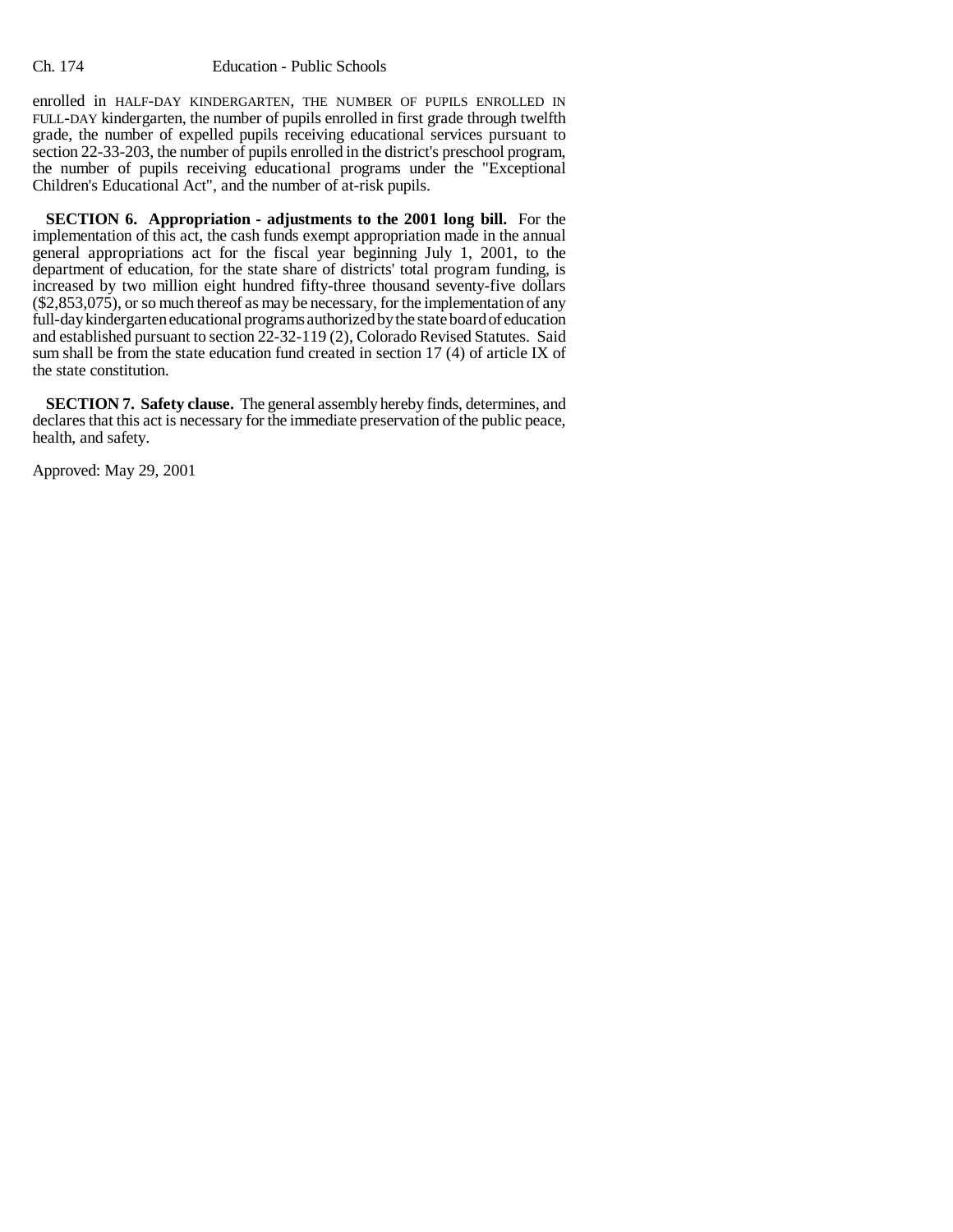enrolled in HALF-DAY KINDERGARTEN, THE NUMBER OF PUPILS ENROLLED IN FULL-DAY kindergarten, the number of pupils enrolled in first grade through twelfth grade, the number of expelled pupils receiving educational services pursuant to section 22-33-203, the number of pupils enrolled in the district's preschool program, the number of pupils receiving educational programs under the "Exceptional Children's Educational Act", and the number of at-risk pupils.

**SECTION 6. Appropriation - adjustments to the 2001 long bill.** For the implementation of this act, the cash funds exempt appropriation made in the annual general appropriations act for the fiscal year beginning July 1, 2001, to the department of education, for the state share of districts' total program funding, is increased by two million eight hundred fifty-three thousand seventy-five dollars ($2,853,075), or so much thereof as may be necessary, for the implementation of any full-day kindergarten educational programs authorized by the state board of education and established pursuant to section 22-32-119 (2), Colorado Revised Statutes. Said sum shall be from the state education fund created in section 17 (4) of article IX of the state constitution.

**SECTION 7. Safety clause.** The general assembly hereby finds, determines, and declares that this act is necessary for the immediate preservation of the public peace, health, and safety.

Approved: May 29, 2001